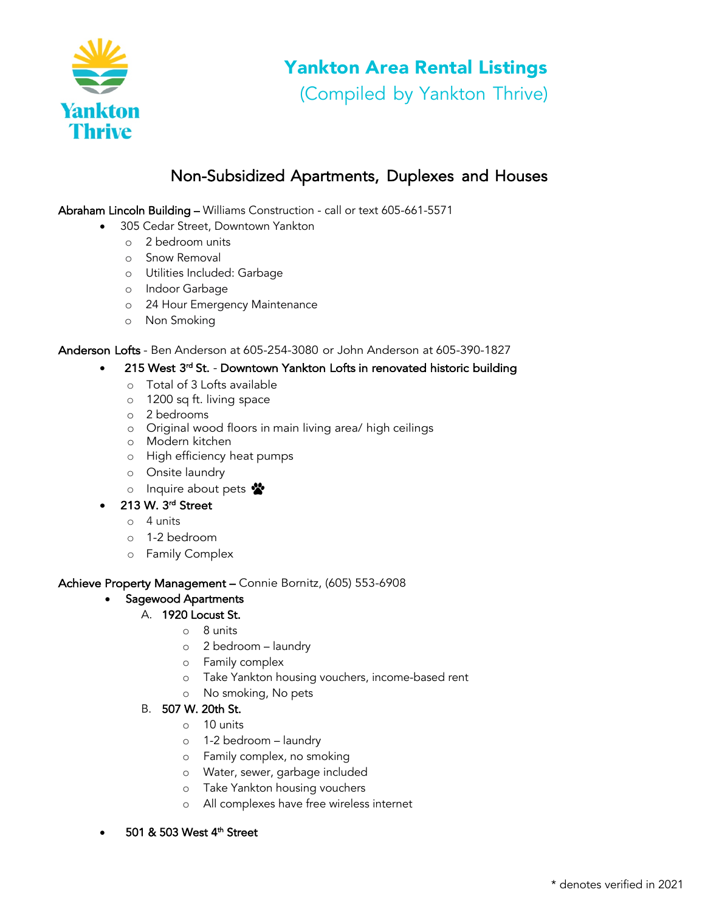# Yankton Area Rental Listings
(Compiled by Yankton Thrive)

## Non-Subsidized Apartments, Duplexes and Houses

**Abraham Lincoln Building** – Williams Construction - call or text 605-661-5571

- 305 Cedar Street, Downtown Yankton
  - 2 bedroom units
  - Snow Removal
  - Utilities Included: Garbage
  - Indoor Garbage
  - 24 Hour Emergency Maintenance
  - Non Smoking

**Anderson Lofts** - Ben Anderson at 605-254-3080 or John Anderson at 605-390-1827

- **215 West 3rd St. - Downtown Yankton Lofts in renovated historic building**
  - Total of 3 Lofts available
  - 1200 sq ft. living space
  - 2 bedrooms
  - Original wood floors in main living area/ high ceilings
  - Modern kitchen
  - High efficiency heat pumps
  - Onsite laundry
  - Inquire about pets 🐾
- **213 W. 3rd Street**
  - 4 units
  - 1-2 bedroom
  - Family Complex

**Achieve Property Management** – Connie Bornitz, (605) 553-6908

- Sagewood Apartments
  A. **1920 Locust St.**
     - 8 units
     - 2 bedroom – laundry
     - Family complex
     - Take Yankton housing vouchers, income-based rent
     - No smoking, No pets

  B. **507 W. 20th St.**
     - 10 units
     - 1-2 bedroom – laundry
     - Family complex, no smoking
     - Water, sewer, garbage included
     - Take Yankton housing vouchers
     - All complexes have free wireless internet

- **501 & 503 West 4th Street**

\* denotes verified in 2021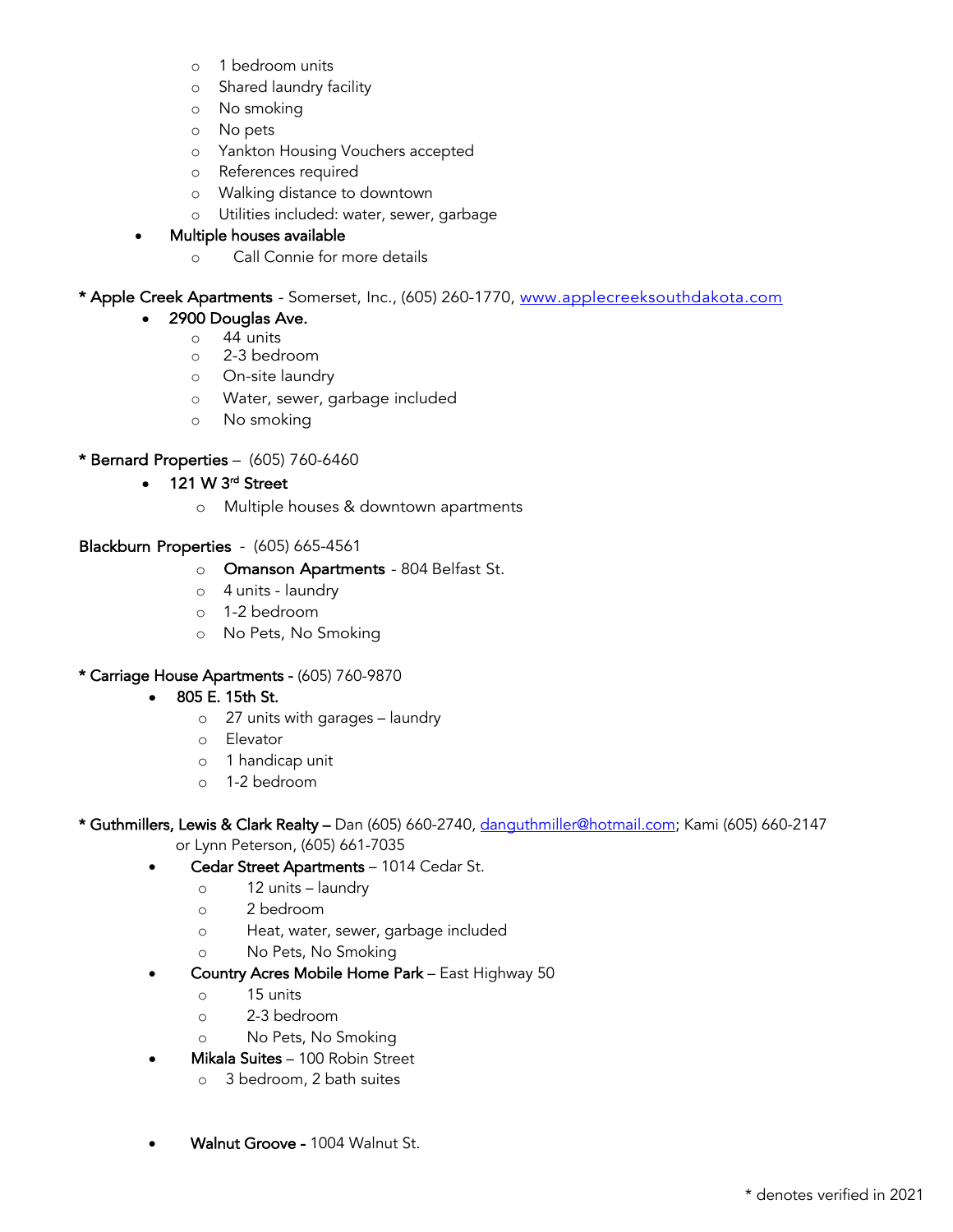- 1 bedroom units
  - Shared laundry facility
  - No smoking
  - No pets
  - Yankton Housing Vouchers accepted
  - References required
  - Walking distance to downtown
  - Utilities included: water, sewer, garbage
- Multiple houses available
  - Call Connie for more details

**\* Apple Creek Apartments** - Somerset, Inc., (605) 260-1770, [www.applecreeksouthdakota.com](http://www.applecreeksouthdakota.com)

- 2900 Douglas Ave.
  - 44 units
  - 2-3 bedroom
  - On-site laundry
  - Water, sewer, garbage included
  - No smoking

**\* Bernard Properties** – (605) 760-6460

- 121 W 3rd Street
  - Multiple houses & downtown apartments

**Blackburn Properties** - (605) 665-4561

  - Omanson Apartments - 804 Belfast St.
  - 4 units - laundry
  - 1-2 bedroom
  - No Pets, No Smoking

**\* Carriage House Apartments** - (605) 760-9870

- 805 E. 15th St.
  - 27 units with garages – laundry
  - Elevator
  - 1 handicap unit
  - 1-2 bedroom

**\* Guthmillers, Lewis & Clark Realty** – Dan (605) 660-2740, [danguthmiller@hotmail.com](mailto:danguthmiller@hotmail.com); Kami (605) 660-2147 or Lynn Peterson, (605) 661-7035

- Cedar Street Apartments – 1014 Cedar St.
  - 12 units – laundry
  - 2 bedroom
  - Heat, water, sewer, garbage included
  - No Pets, No Smoking
- Country Acres Mobile Home Park – East Highway 50
  - 15 units
  - 2-3 bedroom
  - No Pets, No Smoking
- Mikala Suites – 100 Robin Street
  - 3 bedroom, 2 bath suites
- Walnut Groove - 1004 Walnut St.

\* denotes verified in 2021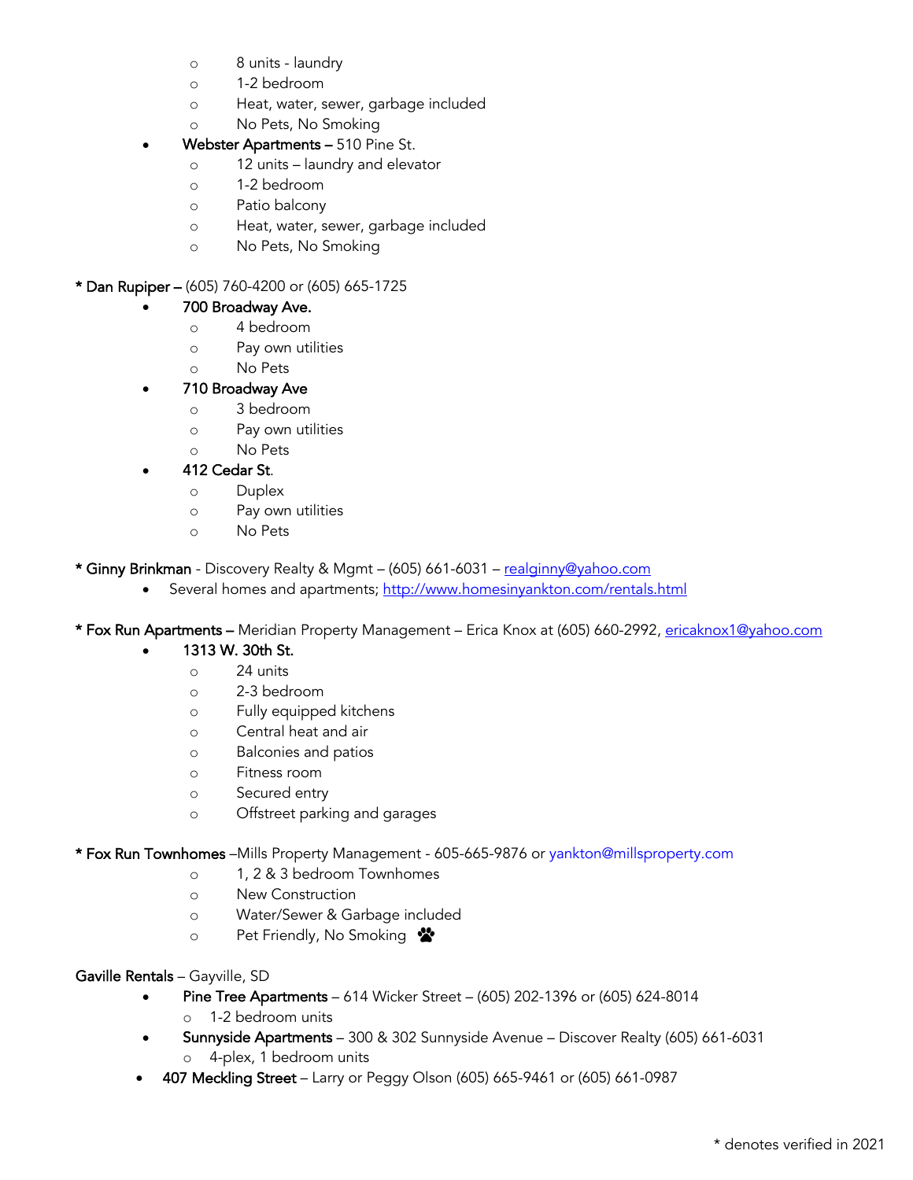- 8 units - laundry
  - 1-2 bedroom
  - Heat, water, sewer, garbage included
  - No Pets, No Smoking
- **Webster Apartments –** 510 Pine St.
  - 12 units – laundry and elevator
  - 1-2 bedroom
  - Patio balcony
  - Heat, water, sewer, garbage included
  - No Pets, No Smoking

**\* Dan Rupiper –** (605) 760-4200 or (605) 665-1725

- **700 Broadway Ave.**
  - 4 bedroom
  - Pay own utilities
  - No Pets
- **710 Broadway Ave**
  - 3 bedroom
  - Pay own utilities
  - No Pets
- **412 Cedar St**.
  - Duplex
  - Pay own utilities
  - No Pets

**\* Ginny Brinkman** - Discovery Realty & Mgmt – (605) 661-6031 – realginny@yahoo.com

- Several homes and apartments; http://www.homesinyankton.com/rentals.html

**\* Fox Run Apartments –** Meridian Property Management – Erica Knox at (605) 660-2992, ericaknox1@yahoo.com

- **1313 W. 30th St.**
  - 24 units
  - 2-3 bedroom
  - Fully equipped kitchens
  - Central heat and air
  - Balconies and patios
  - Fitness room
  - Secured entry
  - Offstreet parking and garages

**\* Fox Run Townhomes** –Mills Property Management - 605-665-9876 or yankton@millsproperty.com

  - 1, 2 & 3 bedroom Townhomes
  - New Construction
  - Water/Sewer & Garbage included
  - Pet Friendly, No Smoking

**Gaville Rentals** – Gayville, SD

- **Pine Tree Apartments** – 614 Wicker Street – (605) 202-1396 or (605) 624-8014
  - 1-2 bedroom units
- **Sunnyside Apartments** – 300 & 302 Sunnyside Avenue – Discover Realty (605) 661-6031
  - 4-plex, 1 bedroom units
- **407 Meckling Street** – Larry or Peggy Olson (605) 665-9461 or (605) 661-0987

\* denotes verified in 2021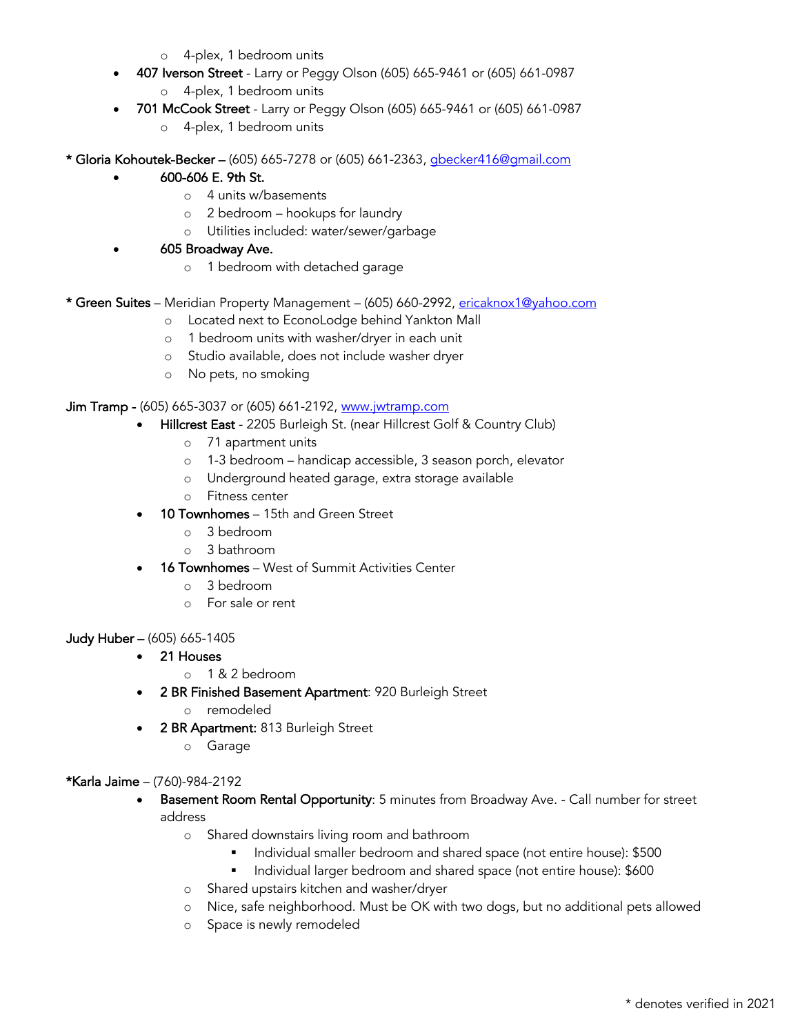- 4-plex, 1 bedroom units
- **407 Iverson Street** - Larry or Peggy Olson (605) 665-9461 or (605) 661-0987
    - 4-plex, 1 bedroom units
- **701 McCook Street** - Larry or Peggy Olson (605) 665-9461 or (605) 661-0987
    - 4-plex, 1 bedroom units

**\* Gloria Kohoutek-Becker –** (605) 665-7278 or (605) 661-2363, gbecker416@gmail.com

- **600-606 E. 9th St.**
    - 4 units w/basements
    - 2 bedroom – hookups for laundry
    - Utilities included: water/sewer/garbage
- **605 Broadway Ave.**
    - 1 bedroom with detached garage

**\* Green Suites** – Meridian Property Management – (605) 660-2992, ericaknox1@yahoo.com

- Located next to EconoLodge behind Yankton Mall
- 1 bedroom units with washer/dryer in each unit
- Studio available, does not include washer dryer
- No pets, no smoking

**Jim Tramp -** (605) 665-3037 or (605) 661-2192, www.jwtramp.com

- **Hillcrest East** - 2205 Burleigh St. (near Hillcrest Golf & Country Club)
    - 71 apartment units
    - 1-3 bedroom – handicap accessible, 3 season porch, elevator
    - Underground heated garage, extra storage available
    - Fitness center
- **10 Townhomes** – 15th and Green Street
    - 3 bedroom
    - 3 bathroom
- **16 Townhomes** – West of Summit Activities Center
    - 3 bedroom
    - For sale or rent

**Judy Huber –** (605) 665-1405

- **21 Houses**
    - 1 & 2 bedroom
- **2 BR Finished Basement Apartment**: 920 Burleigh Street
    - remodeled
- **2 BR Apartment:** 813 Burleigh Street
    - Garage

**\*Karla Jaime** – (760)-984-2192

- **Basement Room Rental Opportunity**: 5 minutes from Broadway Ave. - Call number for street address
    - Shared downstairs living room and bathroom
        - Individual smaller bedroom and shared space (not entire house): $500
        - Individual larger bedroom and shared space (not entire house): $600
    - Shared upstairs kitchen and washer/dryer
    - Nice, safe neighborhood. Must be OK with two dogs, but no additional pets allowed
    - Space is newly remodeled

\* denotes verified in 2021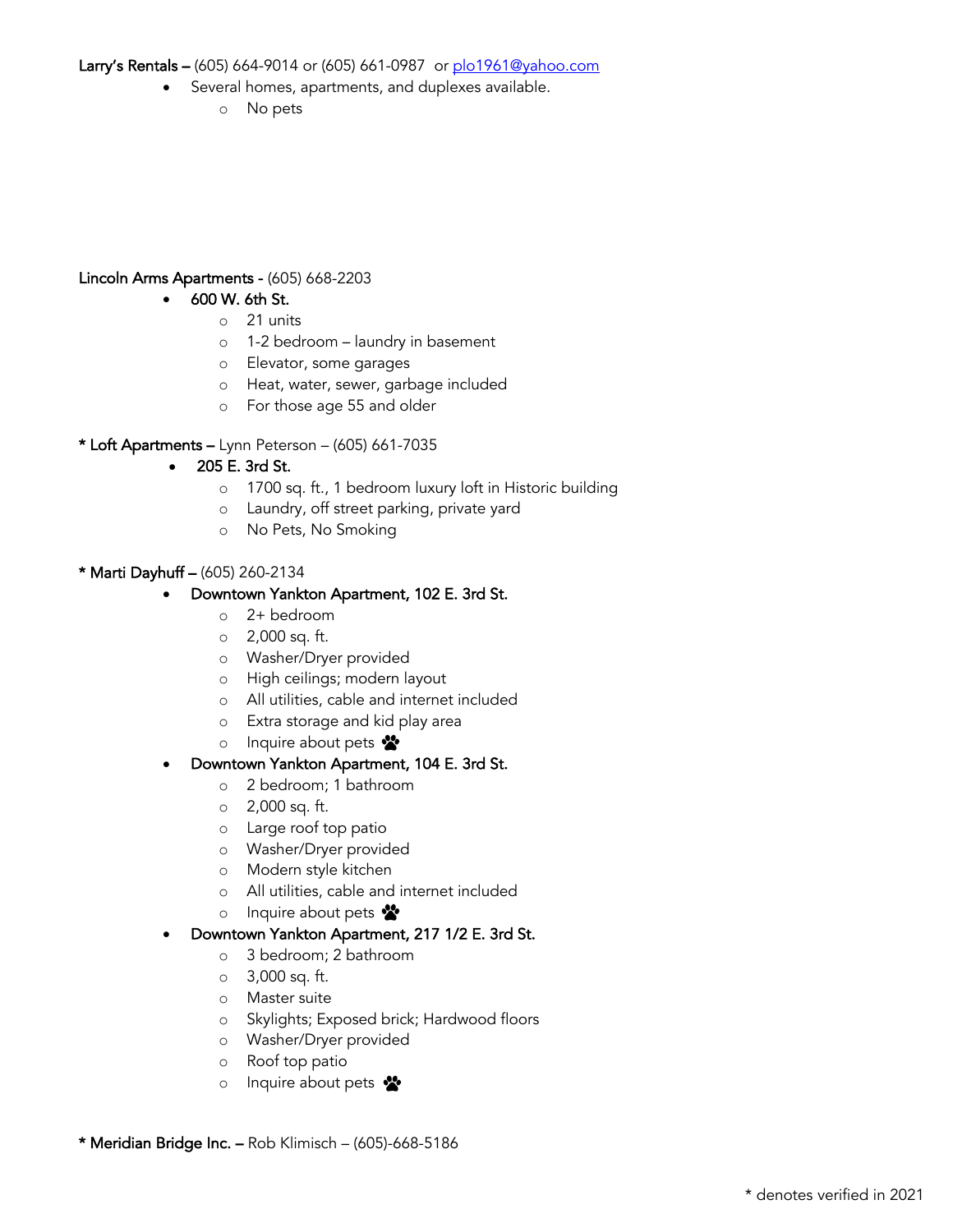**Larry's Rentals –** (605) 664-9014 or (605) 661-0987 or [plo1961@yahoo.com](mailto:plo1961@yahoo.com)

- Several homes, apartments, and duplexes available.
  - No pets

**Lincoln Arms Apartments -** (605) 668-2203

- 600 W. 6th St.
  - 21 units
  - 1-2 bedroom – laundry in basement
  - Elevator, some garages
  - Heat, water, sewer, garbage included
  - For those age 55 and older

**\* Loft Apartments –** Lynn Peterson – (605) 661-7035

- 205 E. 3rd St.
  - 1700 sq. ft., 1 bedroom luxury loft in Historic building
  - Laundry, off street parking, private yard
  - No Pets, No Smoking

**\* Marti Dayhuff –** (605) 260-2134

- Downtown Yankton Apartment, 102 E. 3rd St.
  - 2+ bedroom
  - 2,000 sq. ft.
  - Washer/Dryer provided
  - High ceilings; modern layout
  - All utilities, cable and internet included
  - Extra storage and kid play area
  - Inquire about pets 🐾
- Downtown Yankton Apartment, 104 E. 3rd St.
  - 2 bedroom; 1 bathroom
  - 2,000 sq. ft.
  - Large roof top patio
  - Washer/Dryer provided
  - Modern style kitchen
  - All utilities, cable and internet included
  - Inquire about pets 🐾
- Downtown Yankton Apartment, 217 1/2 E. 3rd St.
  - 3 bedroom; 2 bathroom
  - 3,000 sq. ft.
  - Master suite
  - Skylights; Exposed brick; Hardwood floors
  - Washer/Dryer provided
  - Roof top patio
  - Inquire about pets 🐾

**\* Meridian Bridge Inc. –** Rob Klimisch – (605)-668-5186

\* denotes verified in 2021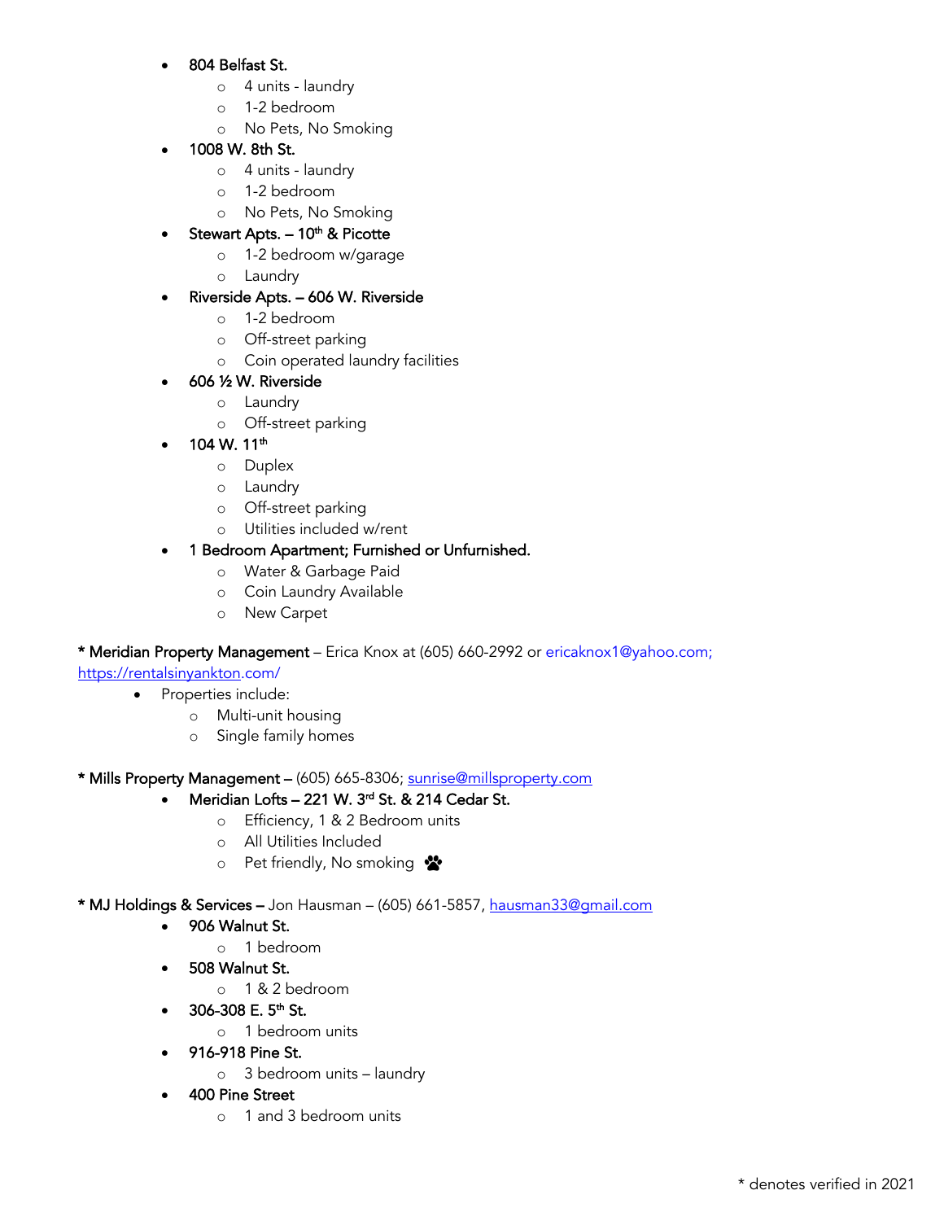- 804 Belfast St.
  - 4 units - laundry
  - 1-2 bedroom
  - No Pets, No Smoking
- 1008 W. 8th St.
  - 4 units - laundry
  - 1-2 bedroom
  - No Pets, No Smoking
- Stewart Apts. – 10th & Picotte
  - 1-2 bedroom w/garage
  - Laundry
- Riverside Apts. – 606 W. Riverside
  - 1-2 bedroom
  - Off-street parking
  - Coin operated laundry facilities
- 606 ½ W. Riverside
  - Laundry
  - Off-street parking
- 104 W. 11th
  - Duplex
  - Laundry
  - Off-street parking
  - Utilities included w/rent
- 1 Bedroom Apartment; Furnished or Unfurnished.
  - Water & Garbage Paid
  - Coin Laundry Available
  - New Carpet

**\* Meridian Property Management** – Erica Knox at (605) 660-2992 or ericaknox1@yahoo.com; https://rentalsinyankton.com/

- Properties include:
  - Multi-unit housing
  - Single family homes

**\* Mills Property Management** – (605) 665-8306; sunrise@millsproperty.com

- Meridian Lofts – 221 W. 3rd St. & 214 Cedar St.
  - Efficiency, 1 & 2 Bedroom units
  - All Utilities Included
  - Pet friendly, No smoking

**\* MJ Holdings & Services** – Jon Hausman – (605) 661-5857, hausman33@gmail.com

- 906 Walnut St.
  - 1 bedroom
- 508 Walnut St.
  - 1 & 2 bedroom
- 306-308 E. 5th St.
  - 1 bedroom units
- 916-918 Pine St.
  - 3 bedroom units – laundry
- 400 Pine Street
  - 1 and 3 bedroom units

\* denotes verified in 2021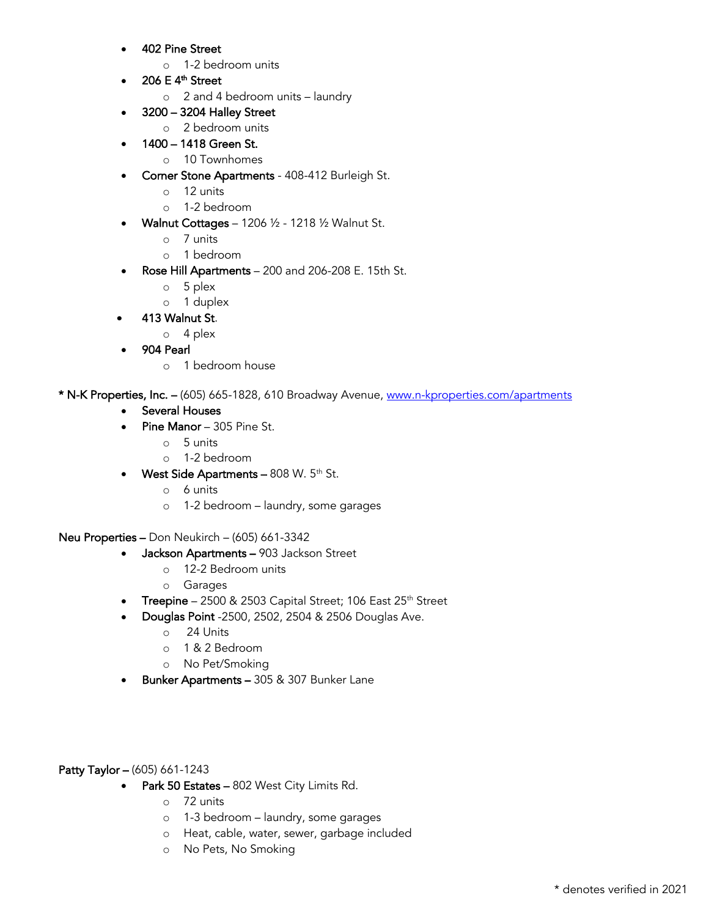- **402 Pine Street**
  - 1-2 bedroom units
- **206 E 4th Street**
  - 2 and 4 bedroom units – laundry
- **3200 – 3204 Halley Street**
  - 2 bedroom units
- **1400 – 1418 Green St.**
  - 10 Townhomes
- **Corner Stone Apartments** - 408-412 Burleigh St.
  - 12 units
  - 1-2 bedroom
- **Walnut Cottages** – 1206 ½ - 1218 ½ Walnut St.
  - 7 units
  - 1 bedroom
- **Rose Hill Apartments** – 200 and 206-208 E. 15th St.
  - 5 plex
  - 1 duplex
- **413 Walnut St.**
  - 4 plex
- **904 Pearl**
  - 1 bedroom house

**\* N-K Properties, Inc. –** (605) 665-1828, 610 Broadway Avenue, [www.n-kproperties.com/apartments](http://www.n-kproperties.com/apartments)

- **Several Houses**
- **Pine Manor** – 305 Pine St.
  - 5 units
  - 1-2 bedroom
- **West Side Apartments –** 808 W. 5th St.
  - 6 units
  - 1-2 bedroom – laundry, some garages

**Neu Properties –** Don Neukirch – (605) 661-3342

- **Jackson Apartments –** 903 Jackson Street
  - 12-2 Bedroom units
  - Garages
- **Treepine** – 2500 & 2503 Capital Street; 106 East 25th Street
- **Douglas Point** -2500, 2502, 2504 & 2506 Douglas Ave.
  - 24 Units
  - 1 & 2 Bedroom
  - No Pet/Smoking
- **Bunker Apartments –** 305 & 307 Bunker Lane

**Patty Taylor –** (605) 661-1243

- **Park 50 Estates –** 802 West City Limits Rd.
  - 72 units
  - 1-3 bedroom – laundry, some garages
  - Heat, cable, water, sewer, garbage included
  - No Pets, No Smoking

\* denotes verified in 2021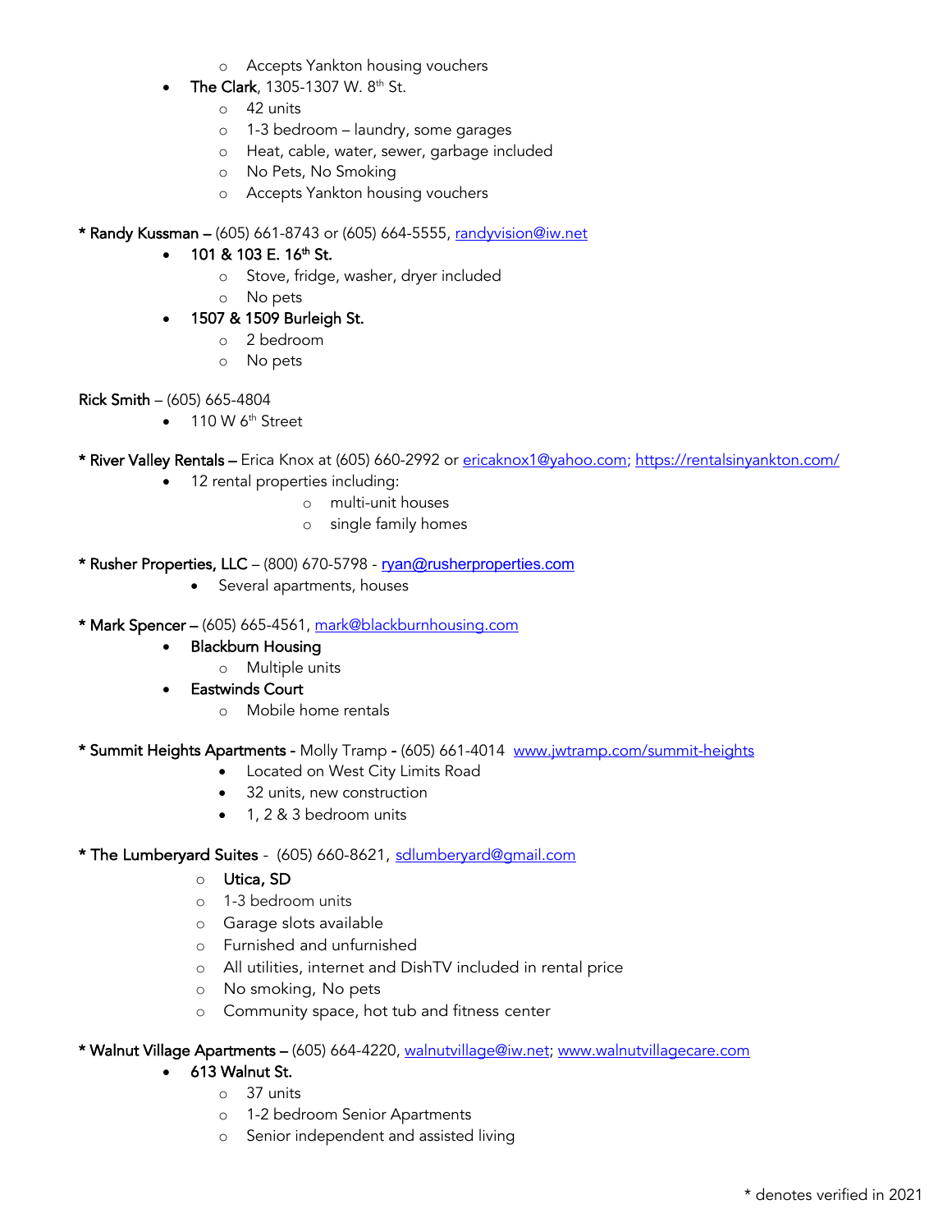- Accepts Yankton housing vouchers
- **The Clark**, 1305-1307 W. 8th St.
    - 42 units
    - 1-3 bedroom – laundry, some garages
    - Heat, cable, water, sewer, garbage included
    - No Pets, No Smoking
    - Accepts Yankton housing vouchers

**\* Randy Kussman –** (605) 661-8743 or (605) 664-5555, randyvision@iw.net

- **101 & 103 E. 16th St.**
    - Stove, fridge, washer, dryer included
    - No pets
- **1507 & 1509 Burleigh St.**
    - 2 bedroom
    - No pets

**Rick Smith** – (605) 665-4804

- 110 W 6th Street

**\* River Valley Rentals –** Erica Knox at (605) 660-2992 or ericaknox1@yahoo.com; https://rentalsinyankton.com/

- 12 rental properties including:
    - multi-unit houses
    - single family homes

**\* Rusher Properties, LLC** – (800) 670-5798 - ryan@rusherproperties.com

- Several apartments, houses

**\* Mark Spencer –** (605) 665-4561, mark@blackburnhousing.com

- **Blackburn Housing**
    - Multiple units
- **Eastwinds Court**
    - Mobile home rentals

**\* Summit Heights Apartments -** Molly Tramp **-** (605) 661-4014 www.jwtramp.com/summit-heights

- Located on West City Limits Road
- 32 units, new construction
- 1, 2 & 3 bedroom units

**\* The Lumberyard Suites** - (605) 660-8621, sdlumberyard@gmail.com

- **Utica, SD**
- 1-3 bedroom units
- Garage slots available
- Furnished and unfurnished
- All utilities, internet and DishTV included in rental price
- No smoking, No pets
- Community space, hot tub and fitness center

**\* Walnut Village Apartments –** (605) 664-4220, walnutvillage@iw.net; www.walnutvillagecare.com

- **613 Walnut St.**
    - 37 units
    - 1-2 bedroom Senior Apartments
    - Senior independent and assisted living

\* denotes verified in 2021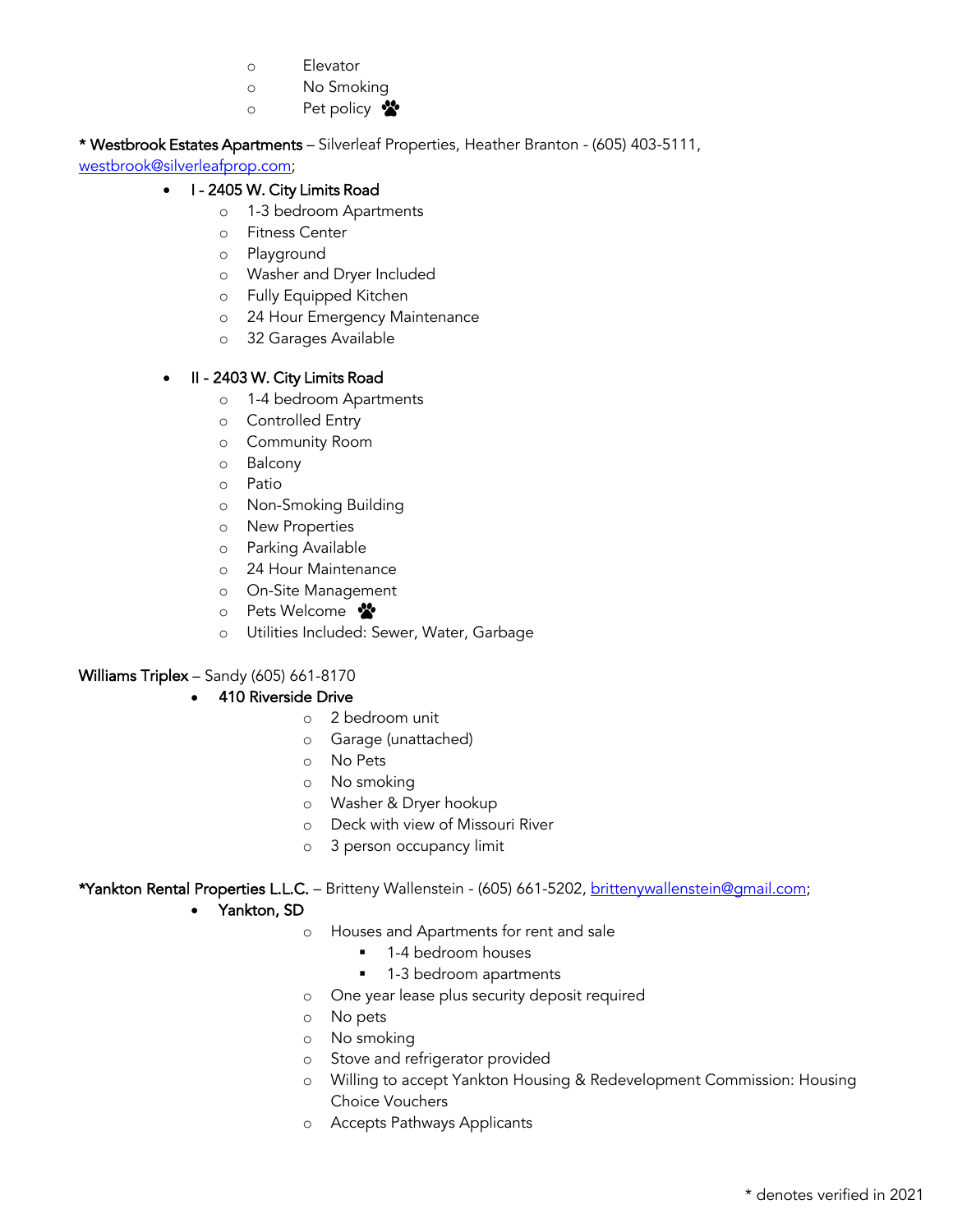- Elevator
- No Smoking
- Pet policy 🐾

**\* Westbrook Estates Apartments** – Silverleaf Properties, Heather Branton - (605) 403-5111, westbrook@silverleafprop.com;

- **I - 2405 W. City Limits Road**
  - 1-3 bedroom Apartments
  - Fitness Center
  - Playground
  - Washer and Dryer Included
  - Fully Equipped Kitchen
  - 24 Hour Emergency Maintenance
  - 32 Garages Available

- **II - 2403 W. City Limits Road**
  - 1-4 bedroom Apartments
  - Controlled Entry
  - Community Room
  - Balcony
  - Patio
  - Non-Smoking Building
  - New Properties
  - Parking Available
  - 24 Hour Maintenance
  - On-Site Management
  - Pets Welcome 🐾
  - Utilities Included: Sewer, Water, Garbage

**Williams Triplex** – Sandy (605) 661-8170

- **410 Riverside Drive**
  - 2 bedroom unit
  - Garage (unattached)
  - No Pets
  - No smoking
  - Washer & Dryer hookup
  - Deck with view of Missouri River
  - 3 person occupancy limit

**\*Yankton Rental Properties L.L.C.** – Britteny Wallenstein - (605) 661-5202, brittenywallenstein@gmail.com;

- **Yankton, SD**
  - Houses and Apartments for rent and sale
    - 1-4 bedroom houses
    - 1-3 bedroom apartments
  - One year lease plus security deposit required
  - No pets
  - No smoking
  - Stove and refrigerator provided
  - Willing to accept Yankton Housing & Redevelopment Commission: Housing Choice Vouchers
  - Accepts Pathways Applicants

\* denotes verified in 2021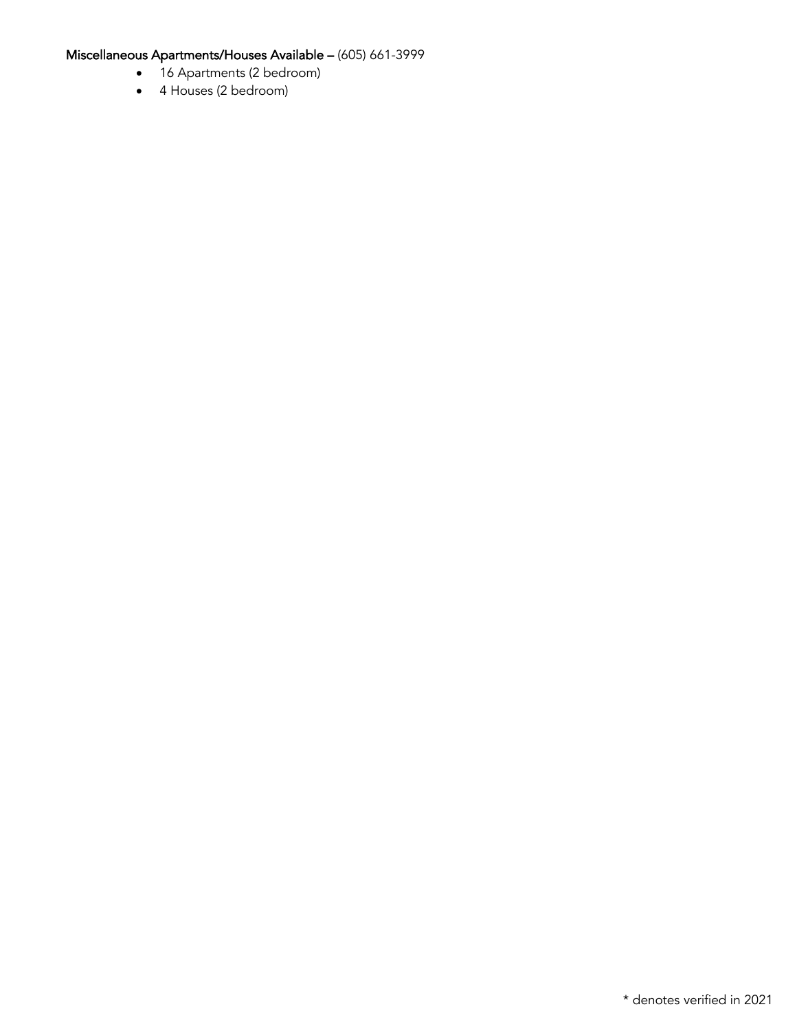**Miscellaneous Apartments/Houses Available –** (605) 661-3999

- 16 Apartments (2 bedroom)
- 4 Houses (2 bedroom)

\* denotes verified in 2021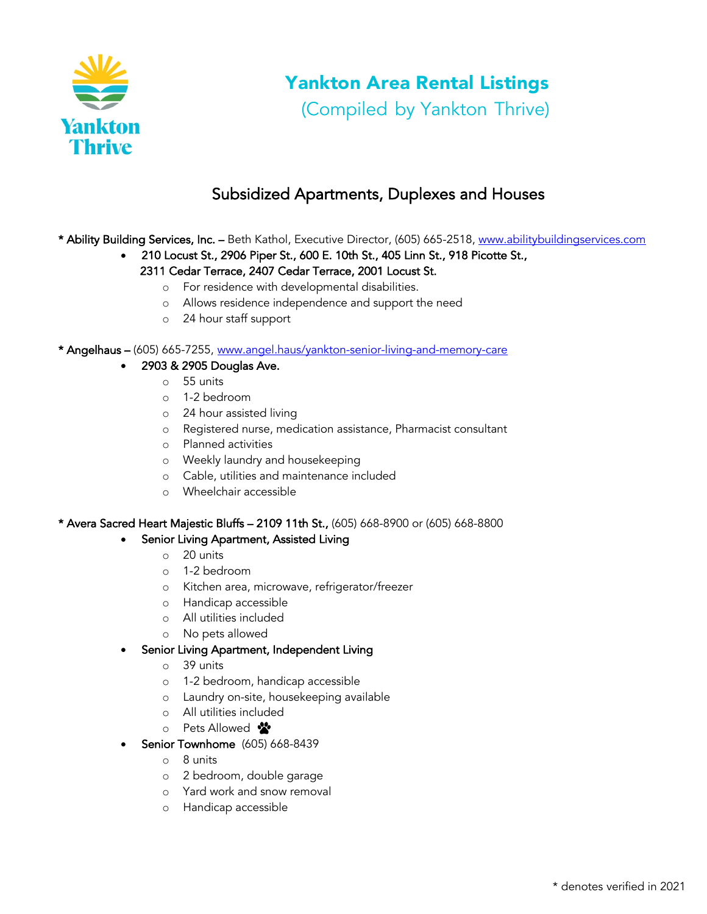# Yankton Area Rental Listings

(Compiled by Yankton Thrive)

## Subsidized Apartments, Duplexes and Houses

**\* Ability Building Services, Inc. –** Beth Kathol, Executive Director, (605) 665-2518, www.abilitybuildingservices.com

- **210 Locust St., 2906 Piper St., 600 E. 10th St., 405 Linn St., 918 Picotte St., 2311 Cedar Terrace, 2407 Cedar Terrace, 2001 Locust St.**
  - For residence with developmental disabilities.
  - Allows residence independence and support the need
  - 24 hour staff support

**\* Angelhaus –** (605) 665-7255, www.angel.haus/yankton-senior-living-and-memory-care

- **2903 & 2905 Douglas Ave.**
  - 55 units
  - 1-2 bedroom
  - 24 hour assisted living
  - Registered nurse, medication assistance, Pharmacist consultant
  - Planned activities
  - Weekly laundry and housekeeping
  - Cable, utilities and maintenance included
  - Wheelchair accessible

**\* Avera Sacred Heart Majestic Bluffs – 2109 11th St.,** (605) 668-8900 or (605) 668-8800

- **Senior Living Apartment, Assisted Living**
  - 20 units
  - 1-2 bedroom
  - Kitchen area, microwave, refrigerator/freezer
  - Handicap accessible
  - All utilities included
  - No pets allowed
- **Senior Living Apartment, Independent Living**
  - 39 units
  - 1-2 bedroom, handicap accessible
  - Laundry on-site, housekeeping available
  - All utilities included
  - Pets Allowed 🐾
- **Senior Townhome** (605) 668-8439
  - 8 units
  - 2 bedroom, double garage
  - Yard work and snow removal
  - Handicap accessible

\* denotes verified in 2021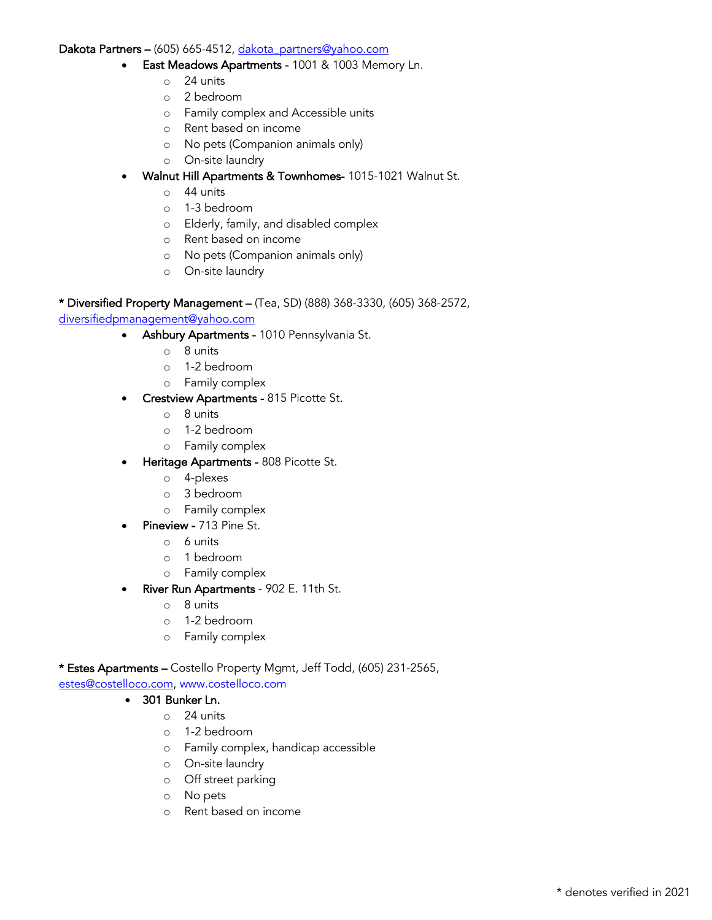**Dakota Partners** – (605) 665-4512, dakota_partners@yahoo.com

- **East Meadows Apartments** - 1001 & 1003 Memory Ln.
  - 24 units
  - 2 bedroom
  - Family complex and Accessible units
  - Rent based on income
  - No pets (Companion animals only)
  - On-site laundry
- **Walnut Hill Apartments & Townhomes**- 1015-1021 Walnut St.
  - 44 units
  - 1-3 bedroom
  - Elderly, family, and disabled complex
  - Rent based on income
  - No pets (Companion animals only)
  - On-site laundry

**\* Diversified Property Management** – (Tea, SD) (888) 368-3330, (605) 368-2572, diversifiedpmanagement@yahoo.com

- **Ashbury Apartments** - 1010 Pennsylvania St.
  - 8 units
  - 1-2 bedroom
  - Family complex
- **Crestview Apartments** - 815 Picotte St.
  - 8 units
  - 1-2 bedroom
  - Family complex
- **Heritage Apartments** - 808 Picotte St.
  - 4-plexes
  - 3 bedroom
  - Family complex
- **Pineview** - 713 Pine St.
  - 6 units
  - 1 bedroom
  - Family complex
- **River Run Apartments** - 902 E. 11th St.
  - 8 units
  - 1-2 bedroom
  - Family complex

**\* Estes Apartments** – Costello Property Mgmt, Jeff Todd, (605) 231-2565, estes@costelloco.com, www.costelloco.com

- **301 Bunker Ln.**
  - 24 units
  - 1-2 bedroom
  - Family complex, handicap accessible
  - On-site laundry
  - Off street parking
  - No pets
  - Rent based on income

\* denotes verified in 2021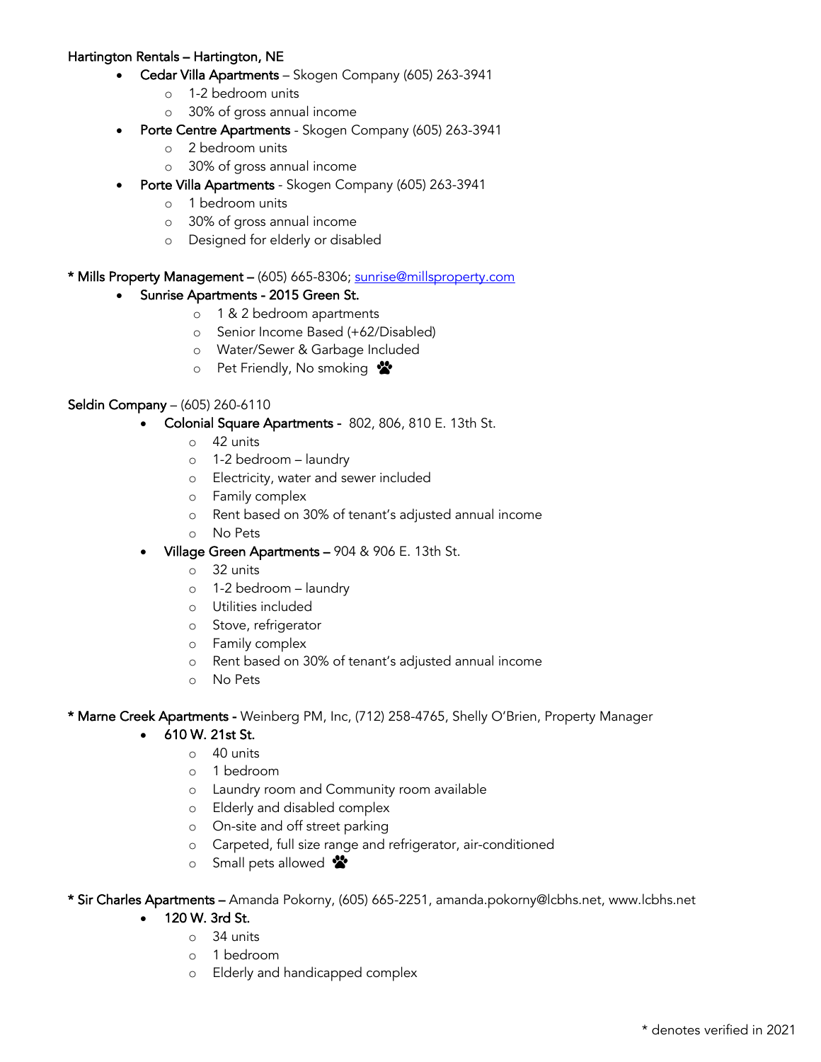**Hartington Rentals – Hartington, NE**

- **Cedar Villa Apartments** – Skogen Company (605) 263-3941
  - 1-2 bedroom units
  - 30% of gross annual income
- **Porte Centre Apartments** - Skogen Company (605) 263-3941
  - 2 bedroom units
  - 30% of gross annual income
- **Porte Villa Apartments** - Skogen Company (605) 263-3941
  - 1 bedroom units
  - 30% of gross annual income
  - Designed for elderly or disabled

**\* Mills Property Management –** (605) 665-8306; [sunrise@millsproperty.com](mailto:sunrise@millsproperty.com)

- **Sunrise Apartments - 2015 Green St.**
  - 1 & 2 bedroom apartments
  - Senior Income Based (+62/Disabled)
  - Water/Sewer & Garbage Included
  - Pet Friendly, No smoking 🐾

**Seldin Company** – (605) 260-6110

- **Colonial Square Apartments** - 802, 806, 810 E. 13th St.
  - 42 units
  - 1-2 bedroom – laundry
  - Electricity, water and sewer included
  - Family complex
  - Rent based on 30% of tenant's adjusted annual income
  - No Pets
- **Village Green Apartments –** 904 & 906 E. 13th St.
  - 32 units
  - 1-2 bedroom – laundry
  - Utilities included
  - Stove, refrigerator
  - Family complex
  - Rent based on 30% of tenant's adjusted annual income
  - No Pets

**\* Marne Creek Apartments -** Weinberg PM, Inc, (712) 258-4765, Shelly O'Brien, Property Manager

- **610 W. 21st St.**
  - 40 units
  - 1 bedroom
  - Laundry room and Community room available
  - Elderly and disabled complex
  - On-site and off street parking
  - Carpeted, full size range and refrigerator, air-conditioned
  - Small pets allowed 🐾

**\* Sir Charles Apartments –** Amanda Pokorny, (605) 665-2251, amanda.pokorny@lcbhs.net, www.lcbhs.net

- **120 W. 3rd St.**
  - 34 units
  - 1 bedroom
  - Elderly and handicapped complex

\* denotes verified in 2021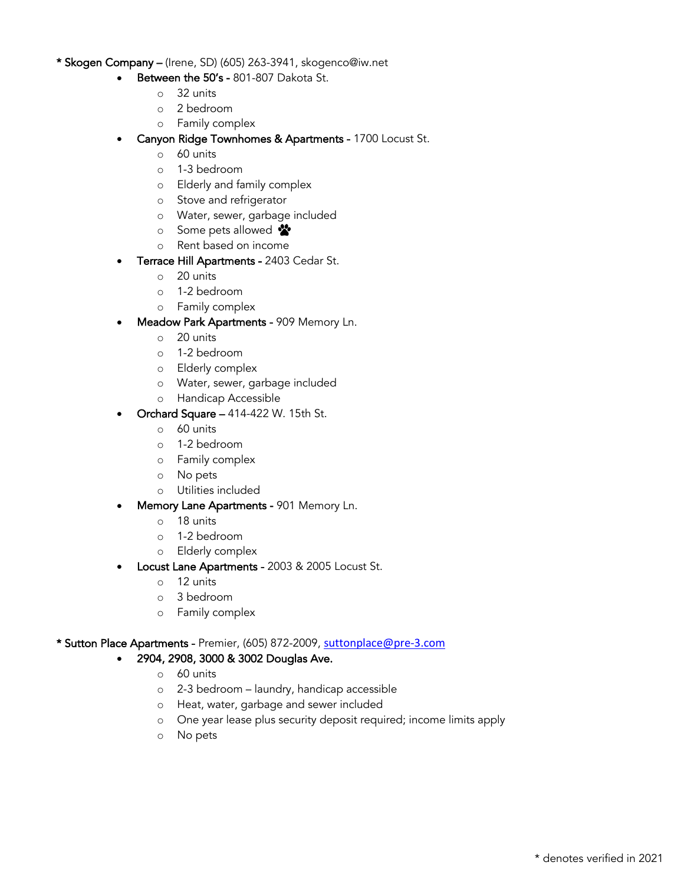**\* Skogen Company –** (Irene, SD) (605) 263-3941, skogenco@iw.net

- **Between the 50's -** 801-807 Dakota St.
  - 32 units
  - 2 bedroom
  - Family complex
- **Canyon Ridge Townhomes & Apartments -** 1700 Locust St.
  - 60 units
  - 1-3 bedroom
  - Elderly and family complex
  - Stove and refrigerator
  - Water, sewer, garbage included
  - Some pets allowed 🐾
  - Rent based on income
- **Terrace Hill Apartments -** 2403 Cedar St.
  - 20 units
  - 1-2 bedroom
  - Family complex
- **Meadow Park Apartments -** 909 Memory Ln.
  - 20 units
  - 1-2 bedroom
  - Elderly complex
  - Water, sewer, garbage included
  - Handicap Accessible
- **Orchard Square –** 414-422 W. 15th St.
  - 60 units
  - 1-2 bedroom
  - Family complex
  - No pets
  - Utilities included
- **Memory Lane Apartments -** 901 Memory Ln.
  - 18 units
  - 1-2 bedroom
  - Elderly complex
- **Locust Lane Apartments -** 2003 & 2005 Locust St.
  - 12 units
  - 3 bedroom
  - Family complex

**\* Sutton Place Apartments -** Premier, (605) 872-2009, suttonplace@pre-3.com

- **2904, 2908, 3000 & 3002 Douglas Ave.**
  - 60 units
  - 2-3 bedroom – laundry, handicap accessible
  - Heat, water, garbage and sewer included
  - One year lease plus security deposit required; income limits apply
  - No pets

\* denotes verified in 2021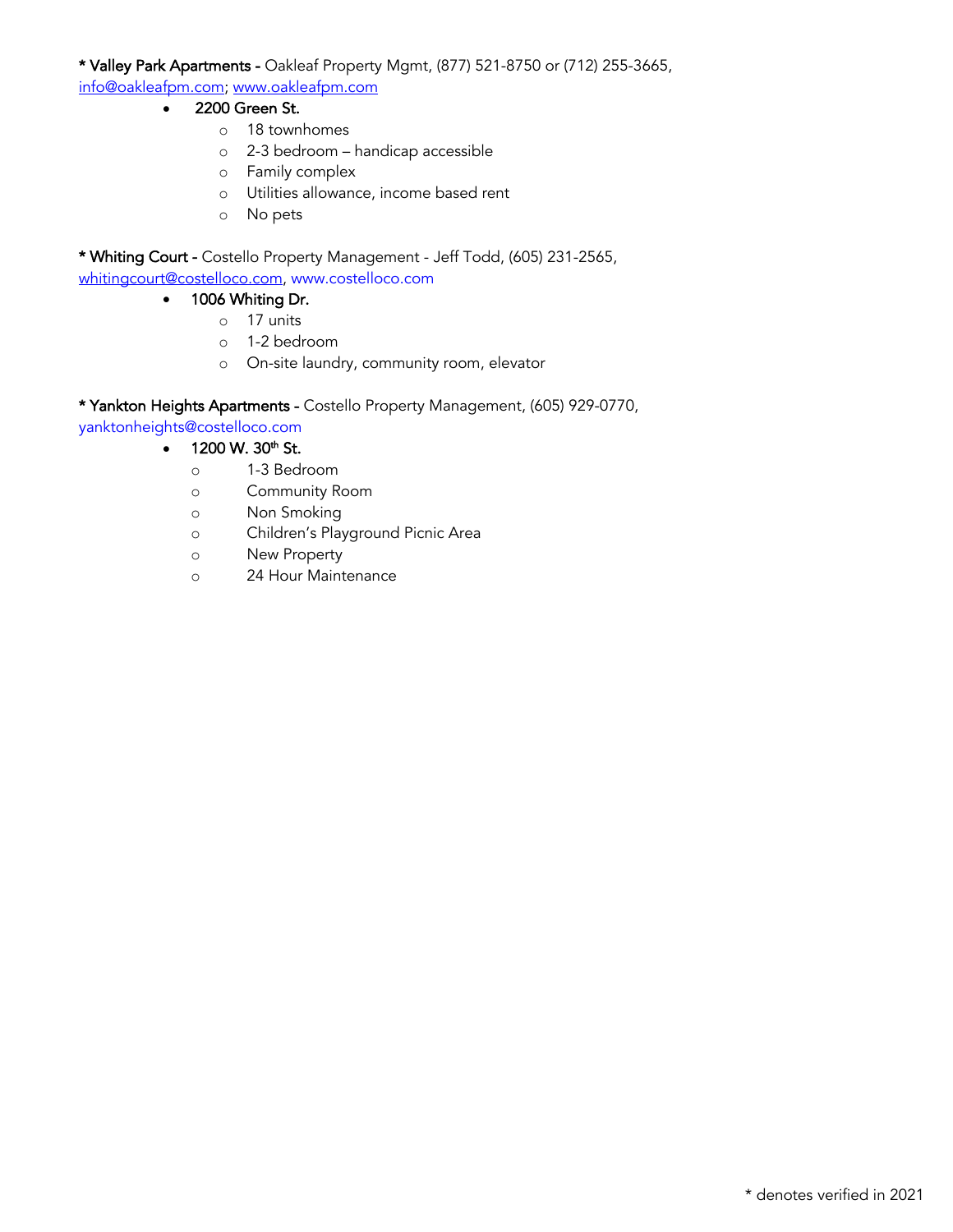**\* Valley Park Apartments -** Oakleaf Property Mgmt, (877) 521-8750 or (712) 255-3665, info@oakleafpm.com; www.oakleafpm.com

- 2200 Green St.
  - 18 townhomes
  - 2-3 bedroom – handicap accessible
  - Family complex
  - Utilities allowance, income based rent
  - No pets

**\* Whiting Court -** Costello Property Management - Jeff Todd, (605) 231-2565, whitingcourt@costelloco.com, www.costelloco.com

- 1006 Whiting Dr.
  - 17 units
  - 1-2 bedroom
  - On-site laundry, community room, elevator

**\* Yankton Heights Apartments -** Costello Property Management, (605) 929-0770, yanktonheights@costelloco.com

- 1200 W. 30th St.
  - 1-3 Bedroom
  - Community Room
  - Non Smoking
  - Children's Playground Picnic Area
  - New Property
  - 24 Hour Maintenance

\* denotes verified in 2021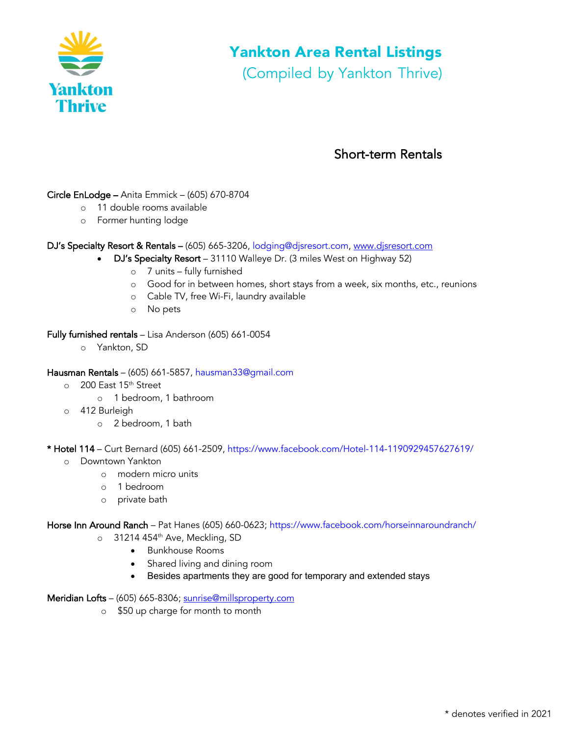# Yankton Area Rental Listings

(Compiled by Yankton Thrive)

## Short-term Rentals

**Circle EnLodge –** Anita Emmick – (605) 670-8704
- 11 double rooms available
- Former hunting lodge

**DJ's Specialty Resort & Rentals –** (605) 665-3206, lodging@djsresort.com, www.djsresort.com
- **DJ's Specialty Resort** – 31110 Walleye Dr. (3 miles West on Highway 52)
  - 7 units – fully furnished
  - Good for in between homes, short stays from a week, six months, etc., reunions
  - Cable TV, free Wi-Fi, laundry available
  - No pets

**Fully furnished rentals** – Lisa Anderson (605) 661-0054
- Yankton, SD

**Hausman Rentals** – (605) 661-5857, hausman33@gmail.com
- 200 East 15th Street
  - 1 bedroom, 1 bathroom
- 412 Burleigh
  - 2 bedroom, 1 bath

**\* Hotel 114** – Curt Bernard (605) 661-2509, https://www.facebook.com/Hotel-114-1190929457627619/
- Downtown Yankton
  - modern micro units
  - 1 bedroom
  - private bath

**Horse Inn Around Ranch** – Pat Hanes (605) 660-0623; https://www.facebook.com/horseinnaroundranch/
- 31214 454th Ave, Meckling, SD
  - Bunkhouse Rooms
  - Shared living and dining room
  - Besides apartments they are good for temporary and extended stays

**Meridian Lofts** – (605) 665-8306; sunrise@millsproperty.com
- $50 up charge for month to month

\* denotes verified in 2021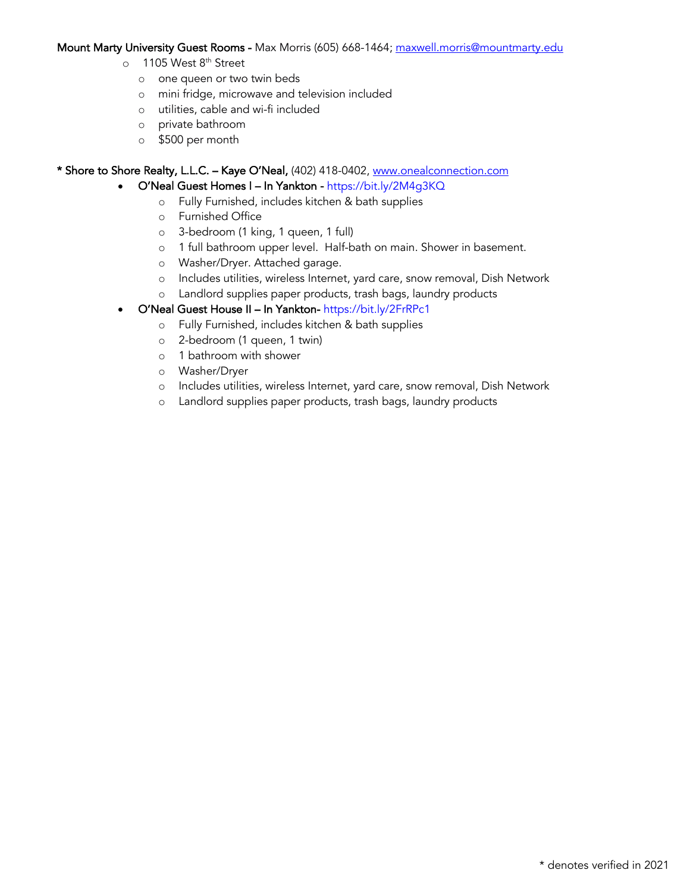**Mount Marty University Guest Rooms -** Max Morris (605) 668-1464; maxwell.morris@mountmarty.edu

- 1105 West 8th Street
  - one queen or two twin beds
  - mini fridge, microwave and television included
  - utilities, cable and wi-fi included
  - private bathroom
  - $500 per month

**\* Shore to Shore Realty, L.L.C. – Kaye O'Neal,** (402) 418-0402, www.onealconnection.com

- **O'Neal Guest Homes I – In Yankton -** https://bit.ly/2M4g3KQ
  - Fully Furnished, includes kitchen & bath supplies
  - Furnished Office
  - 3-bedroom (1 king, 1 queen, 1 full)
  - 1 full bathroom upper level. Half-bath on main. Shower in basement.
  - Washer/Dryer. Attached garage.
  - Includes utilities, wireless Internet, yard care, snow removal, Dish Network
  - Landlord supplies paper products, trash bags, laundry products
- **O'Neal Guest House II – In Yankton-** https://bit.ly/2FrRPc1
  - Fully Furnished, includes kitchen & bath supplies
  - 2-bedroom (1 queen, 1 twin)
  - 1 bathroom with shower
  - Washer/Dryer
  - Includes utilities, wireless Internet, yard care, snow removal, Dish Network
  - Landlord supplies paper products, trash bags, laundry products

\* denotes verified in 2021